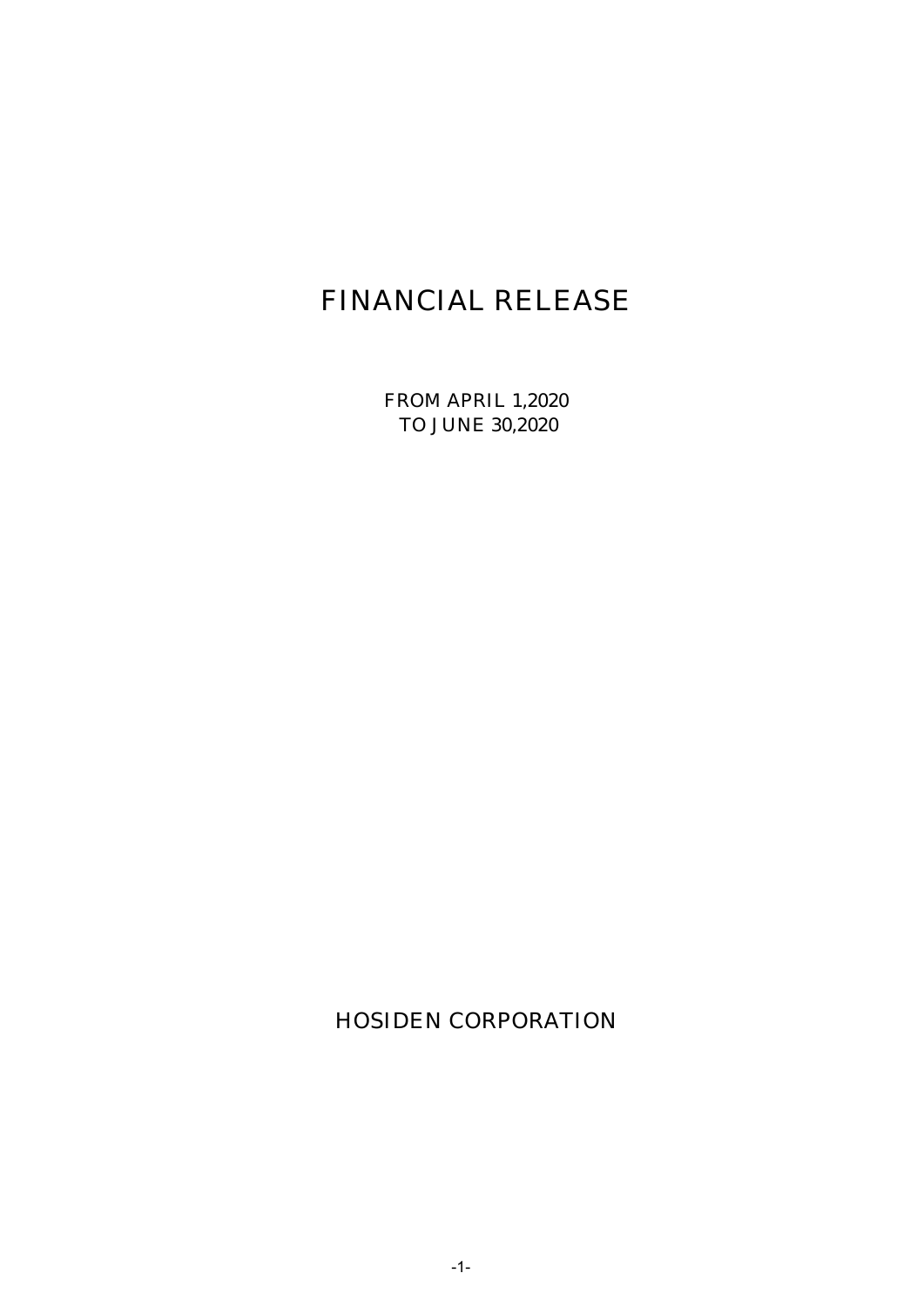# FINANCIAL RELEASE

FROM APRIL 1,2020
TO JUNE 30,2020

HOSIDEN CORPORATION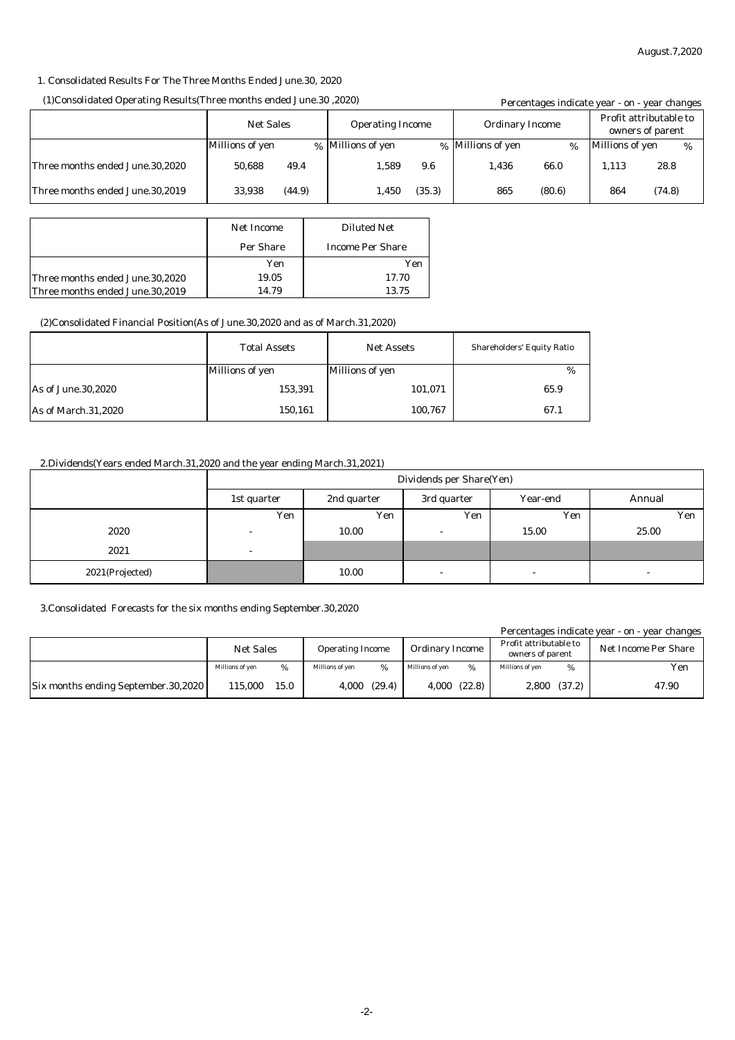August.7,2020

## 1. Consolidated Results For The Three Months Ended June.30, 2020

### (1)Consolidated Operating Results(Three months ended June.30 ,2020)

Percentages indicate year - on - year changes

| | Net Sales | | Operating Income | | Ordinary Income | | Profit attributable to owners of parent | |
|---|---|---|---|---|---|---|---|---|
| | Millions of yen | % | Millions of yen | % | Millions of yen | % | Millions of yen | % |
| Three months ended June.30,2020 | 50,688 | 49.4 | 1,589 | 9.6 | 1,436 | 66.0 | 1,113 | 28.8 |
| Three months ended June.30,2019 | 33,938 | (44.9) | 1,450 | (35.3) | 865 | (80.6) | 864 | (74.8) |

| | Net Income Per Share | Diluted Net Income Per Share |
|---|---|---|
| | Yen | Yen |
| Three months ended June.30,2020 | 19.05 | 17.70 |
| Three months ended June.30,2019 | 14.79 | 13.75 |

### (2)Consolidated Financial Position(As of June.30,2020 and as of March.31,2020)

| | Total Assets | Net Assets | Shareholders' Equity Ratio |
|---|---|---|---|
| | Millions of yen | Millions of yen | % |
| As of June.30,2020 | 153,391 | 101,071 | 65.9 |
| As of March.31,2020 | 150,161 | 100,767 | 67.1 |

## 2.Dividends(Years ended March.31,2020 and the year ending March.31,2021)

| | Dividends per Share(Yen) | | | | |
|---|---|---|---|---|---|
| | 1st quarter | 2nd quarter | 3rd quarter | Year-end | Annual |
| | Yen | Yen | Yen | Yen | Yen |
| 2020 | - | 10.00 | - | 15.00 | 25.00 |
| 2021 | - | | | | |
| 2021(Projected) | | 10.00 | - | - | - |

## 3.Consolidated Forecasts for the six months ending September.30,2020

Percentages indicate year - on - year changes

| | Net Sales | | Operating Income | | Ordinary Income | | Profit attributable to owners of parent | | Net Income Per Share |
|---|---|---|---|---|---|---|---|---|---|
| | Millions of yen | % | Millions of yen | % | Millions of yen | % | Millions of yen | % | Yen |
| Six months ending September.30,2020 | 115,000 | 15.0 | 4,000 | (29.4) | 4,000 | (22.8) | 2,800 | (37.2) | 47.90 |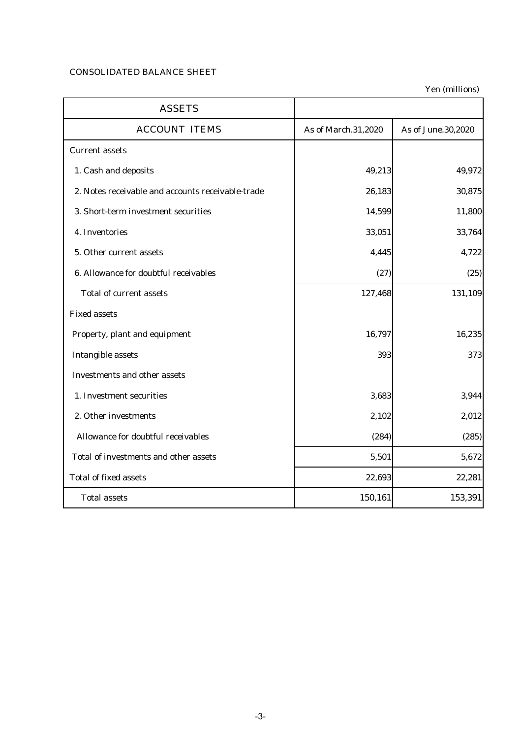CONSOLIDATED BALANCE SHEET

Yen (millions)

| ASSETS | | |
|---|---|---|
| ACCOUNT ITEMS | As of March.31,2020 | As of June.30,2020 |
| Current assets | | |
| 1. Cash and deposits | 49,213 | 49,972 |
| 2. Notes receivable and accounts receivable-trade | 26,183 | 30,875 |
| 3. Short-term investment securities | 14,599 | 11,800 |
| 4. Inventories | 33,051 | 33,764 |
| 5. Other current assets | 4,445 | 4,722 |
| 6. Allowance for doubtful receivables | (27) | (25) |
| Total of current assets | 127,468 | 131,109 |
| Fixed assets | | |
| Property, plant and equipment | 16,797 | 16,235 |
| Intangible assets | 393 | 373 |
| Investments and other assets | | |
| 1. Investment securities | 3,683 | 3,944 |
| 2. Other investments | 2,102 | 2,012 |
| Allowance for doubtful receivables | (284) | (285) |
| Total of investments and other assets | 5,501 | 5,672 |
| Total of fixed assets | 22,693 | 22,281 |
| Total assets | 150,161 | 153,391 |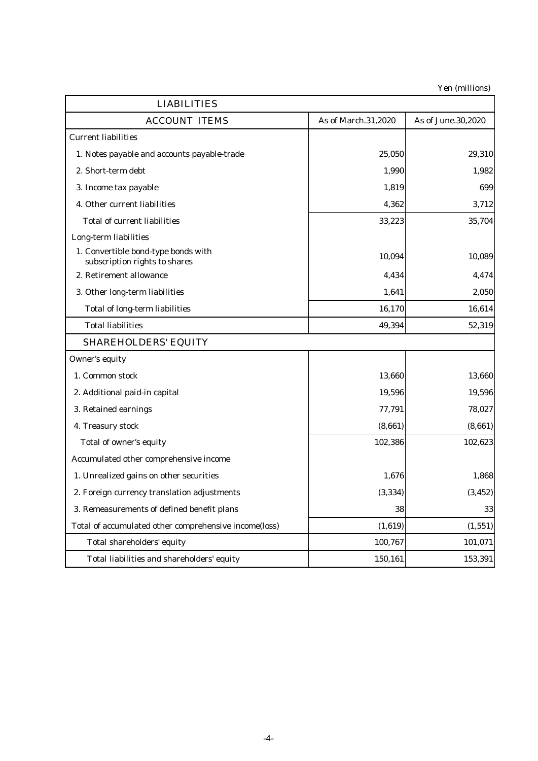Yen (millions)

| LIABILITIES | | |
|---|---|---|
| ACCOUNT ITEMS | As of March.31,2020 | As of June.30,2020 |
| Current liabilities | | |
| 1. Notes payable and accounts payable-trade | 25,050 | 29,310 |
| 2. Short-term debt | 1,990 | 1,982 |
| 3. Income tax payable | 1,819 | 699 |
| 4. Other current liabilities | 4,362 | 3,712 |
| Total of current liabilities | 33,223 | 35,704 |
| Long-term liabilities | | |
| 1. Convertible bond-type bonds with subscription rights to shares | 10,094 | 10,089 |
| 2. Retirement allowance | 4,434 | 4,474 |
| 3. Other long-term liabilities | 1,641 | 2,050 |
| Total of long-term liabilities | 16,170 | 16,614 |
| Total liabilities | 49,394 | 52,319 |
| SHAREHOLDERS' EQUITY | | |
| Owner's equity | | |
| 1. Common stock | 13,660 | 13,660 |
| 2. Additional paid-in capital | 19,596 | 19,596 |
| 3. Retained earnings | 77,791 | 78,027 |
| 4. Treasury stock | (8,661) | (8,661) |
| Total of owner's equity | 102,386 | 102,623 |
| Accumulated other comprehensive income | | |
| 1. Unrealized gains on other securities | 1,676 | 1,868 |
| 2. Foreign currency translation adjustments | (3,334) | (3,452) |
| 3. Remeasurements of defined benefit plans | 38 | 33 |
| Total of accumulated other comprehensive income(loss) | (1,619) | (1,551) |
| Total shareholders' equity | 100,767 | 101,071 |
| Total liabilities and shareholders' equity | 150,161 | 153,391 |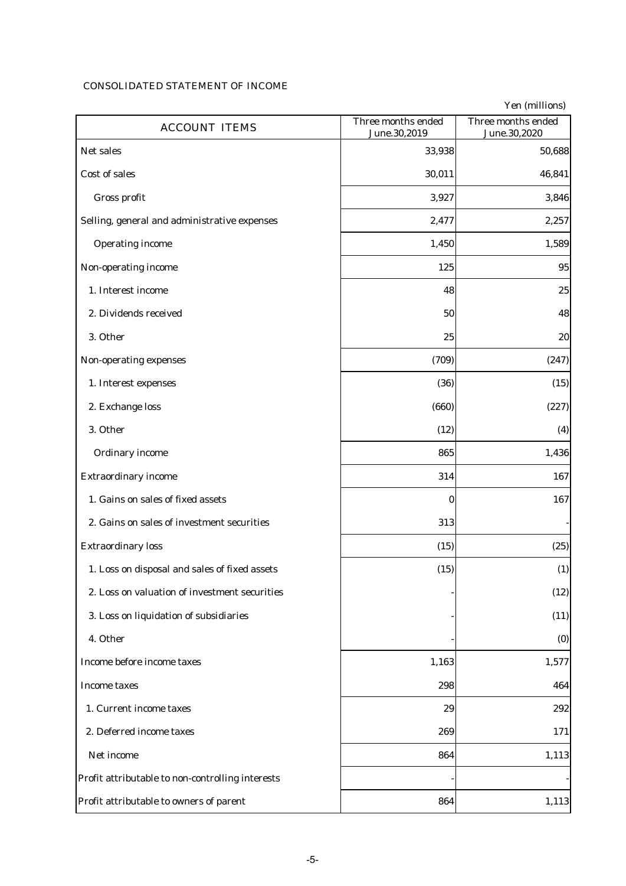CONSOLIDATED STATEMENT OF INCOME

Yen (millions)

| ACCOUNT ITEMS | Three months ended June.30,2019 | Three months ended June.30,2020 |
|---|---:|---:|
| Net sales | 33,938 | 50,688 |
| Cost of sales | 30,011 | 46,841 |
| Gross profit | 3,927 | 3,846 |
| Selling, general and administrative expenses | 2,477 | 2,257 |
| Operating income | 1,450 | 1,589 |
| Non-operating income | 125 | 95 |
| 1. Interest income | 48 | 25 |
| 2. Dividends received | 50 | 48 |
| 3. Other | 25 | 20 |
| Non-operating expenses | (709) | (247) |
| 1. Interest expenses | (36) | (15) |
| 2. Exchange loss | (660) | (227) |
| 3. Other | (12) | (4) |
| Ordinary income | 865 | 1,436 |
| Extraordinary income | 314 | 167 |
| 1. Gains on sales of fixed assets | 0 | 167 |
| 2. Gains on sales of investment securities | 313 | - |
| Extraordinary loss | (15) | (25) |
| 1. Loss on disposal and sales of fixed assets | (15) | (1) |
| 2. Loss on valuation of investment securities | - | (12) |
| 3. Loss on liquidation of subsidiaries | - | (11) |
| 4. Other | - | (0) |
| Income before income taxes | 1,163 | 1,577 |
| Income taxes | 298 | 464 |
| 1. Current income taxes | 29 | 292 |
| 2. Deferred income taxes | 269 | 171 |
| Net income | 864 | 1,113 |
| Profit attributable to non-controlling interests | - | - |
| Profit attributable to owners of parent | 864 | 1,113 |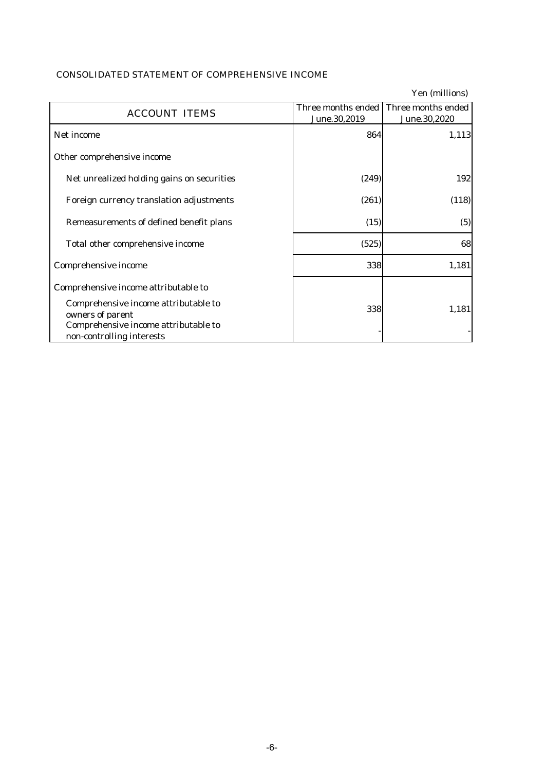## CONSOLIDATED STATEMENT OF COMPREHENSIVE INCOME

Yen (millions)

| ACCOUNT ITEMS | Three months ended June.30,2019 | Three months ended June.30,2020 |
|---|---|---|
| Net income | 864 | 1,113 |
| Other comprehensive income | | |
| Net unrealized holding gains on securities | (249) | 192 |
| Foreign currency translation adjustments | (261) | (118) |
| Remeasurements of defined benefit plans | (15) | (5) |
| Total other comprehensive income | (525) | 68 |
| Comprehensive income | 338 | 1,181 |
| Comprehensive income attributable to | | |
| Comprehensive income attributable to owners of parent | 338 | 1,181 |
| Comprehensive income attributable to non-controlling interests | - | - |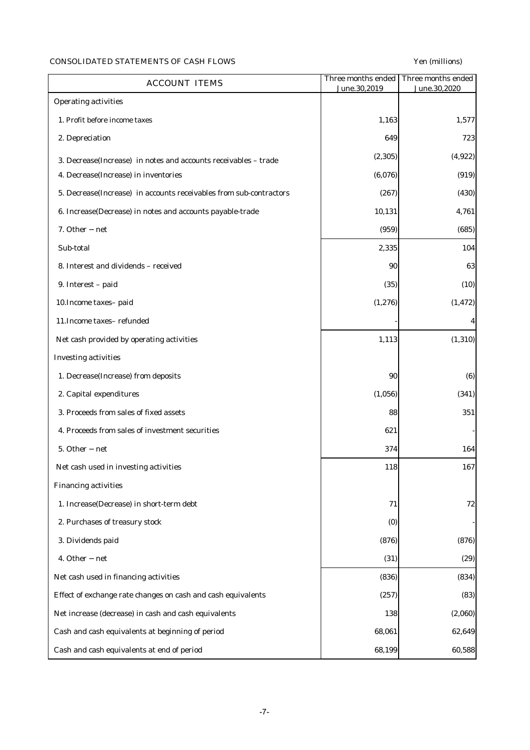CONSOLIDATED STATEMENTS OF CASH FLOWS

Yen (millions)

| ACCOUNT ITEMS | Three months ended June.30,2019 | Three months ended June.30,2020 |
|---|---|---|
| Operating activities | | |
| 1. Profit before income taxes | 1,163 | 1,577 |
| 2. Depreciation | 649 | 723 |
| 3. Decrease(Increase) in notes and accounts receivables – trade | (2,305) | (4,922) |
| 4. Decrease(Increase) in inventories | (6,076) | (919) |
| 5. Decrease(Increase) in accounts receivables from sub-contractors | (267) | (430) |
| 6. Increase(Decrease) in notes and accounts payable-trade | 10,131 | 4,761 |
| 7. Other – net | (959) | (685) |
| Sub-total | 2,335 | 104 |
| 8. Interest and dividends – received | 90 | 63 |
| 9. Interest – paid | (35) | (10) |
| 10.Income taxes– paid | (1,276) | (1,472) |
| 11.Income taxes– refunded | - | 4 |
| Net cash provided by operating activities | 1,113 | (1,310) |
| Investing activities | | |
| 1. Decrease(Increase) from deposits | 90 | (6) |
| 2. Capital expenditures | (1,056) | (341) |
| 3. Proceeds from sales of fixed assets | 88 | 351 |
| 4. Proceeds from sales of investment securities | 621 | - |
| 5. Other – net | 374 | 164 |
| Net cash used in investing activities | 118 | 167 |
| Financing activities | | |
| 1. Increase(Decrease) in short-term debt | 71 | 72 |
| 2. Purchases of treasury stock | (0) | - |
| 3. Dividends paid | (876) | (876) |
| 4. Other – net | (31) | (29) |
| Net cash used in financing activities | (836) | (834) |
| Effect of exchange rate changes on cash and cash equivalents | (257) | (83) |
| Net increase (decrease) in cash and cash equivalents | 138 | (2,060) |
| Cash and cash equivalents at beginning of period | 68,061 | 62,649 |
| Cash and cash equivalents at end of period | 68,199 | 60,588 |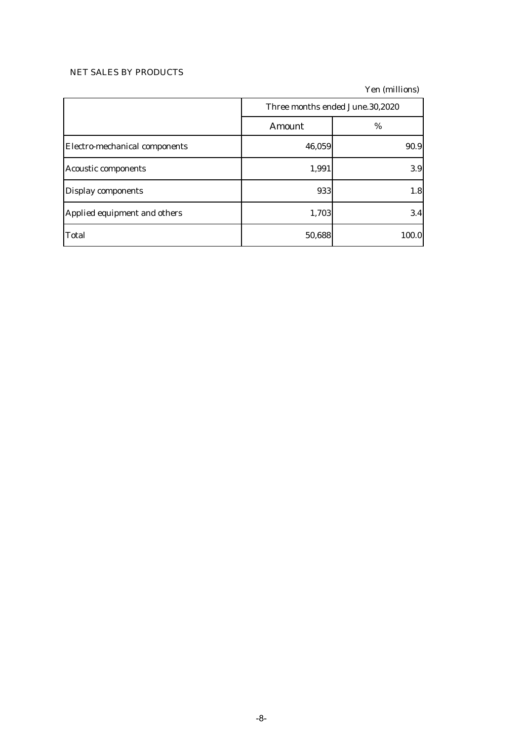NET SALES BY PRODUCTS

Yen (millions)

| | Three months ended June.30,2020 | |
|---|---|---|
| | Amount | % |
| Electro-mechanical components | 46,059 | 90.9 |
| Acoustic components | 1,991 | 3.9 |
| Display components | 933 | 1.8 |
| Applied equipment and others | 1,703 | 3.4 |
| Total | 50,688 | 100.0 |